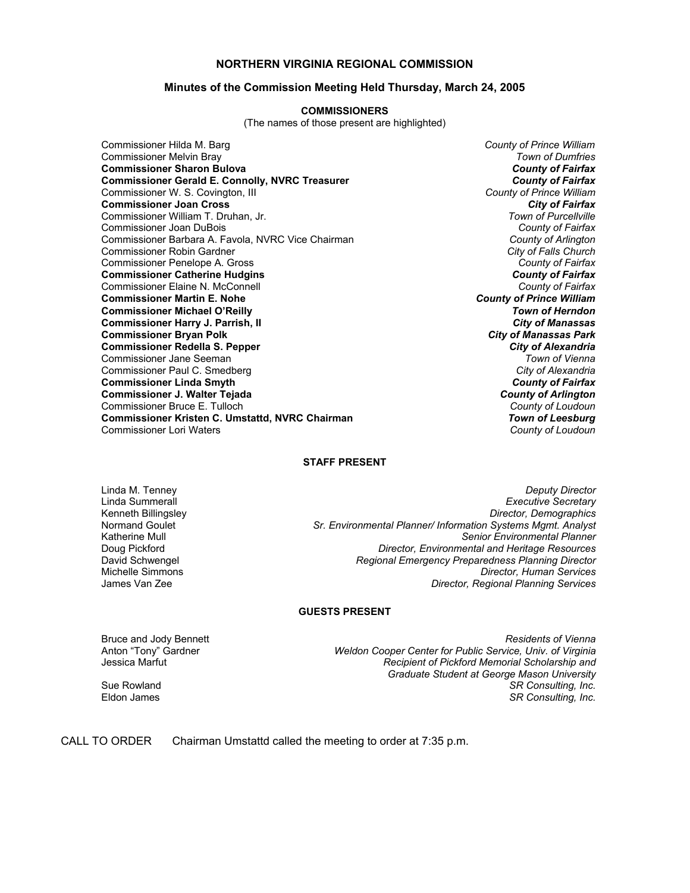# NORTHERN VIRGINIA REGIONAL COMMISSION

## Minutes of the Commission Meeting Held Thursday, March 24, 2005

### COMMISSIONERS

(The names of those present are highlighted)

| | |
|---|---|
| Commissioner Hilda M. Barg | *County of Prince William* |
| Commissioner Melvin Bray | *Town of Dumfries* |
| **Commissioner Sharon Bulova** | ***County of Fairfax*** |
| **Commissioner Gerald E. Connolly, NVRC Treasurer** | ***County of Fairfax*** |
| Commissioner W. S. Covington, III | *County of Prince William* |
| **Commissioner Joan Cross** | ***City of Fairfax*** |
| Commissioner William T. Druhan, Jr. | *Town of Purcellville* |
| Commissioner Joan DuBois | *County of Fairfax* |
| Commissioner Barbara A. Favola, NVRC Vice Chairman | *County of Arlington* |
| Commissioner Robin Gardner | *City of Falls Church* |
| Commissioner Penelope A. Gross | *County of Fairfax* |
| **Commissioner Catherine Hudgins** | ***County of Fairfax*** |
| Commissioner Elaine N. McConnell | *County of Fairfax* |
| **Commissioner Martin E. Nohe** | ***County of Prince William*** |
| **Commissioner Michael O'Reilly** | ***Town of Herndon*** |
| **Commissioner Harry J. Parrish, II** | ***City of Manassas*** |
| **Commissioner Bryan Polk** | ***City of Manassas Park*** |
| **Commissioner Redella S. Pepper** | ***City of Alexandria*** |
| Commissioner Jane Seeman | *Town of Vienna* |
| Commissioner Paul C. Smedberg | *City of Alexandria* |
| **Commissioner Linda Smyth** | ***County of Fairfax*** |
| **Commissioner J. Walter Tejada** | ***County of Arlington*** |
| Commissioner Bruce E. Tulloch | *County of Loudoun* |
| **Commissioner Kristen C. Umstattd, NVRC Chairman** | ***Town of Leesburg*** |
| Commissioner Lori Waters | *County of Loudoun* |

### STAFF PRESENT

| | |
|---|---|
| Linda M. Tenney | *Deputy Director* |
| Linda Summerall | *Executive Secretary* |
| Kenneth Billingsley | *Director, Demographics* |
| Normand Goulet | *Sr. Environmental Planner/ Information Systems Mgmt. Analyst* |
| Katherine Mull | *Senior Environmental Planner* |
| Doug Pickford | *Director, Environmental and Heritage Resources* |
| David Schwengel | *Regional Emergency Preparedness Planning Director* |
| Michelle Simmons | *Director, Human Services* |
| James Van Zee | *Director, Regional Planning Services* |

### GUESTS PRESENT

| | |
|---|---|
| Bruce and Jody Bennett | *Residents of Vienna* |
| Anton "Tony" Gardner | *Weldon Cooper Center for Public Service, Univ. of Virginia* |
| Jessica Marfut | *Recipient of Pickford Memorial Scholarship and Graduate Student at George Mason University* |
| Sue Rowland | *SR Consulting, Inc.* |
| Eldon James | *SR Consulting, Inc.* |

CALL TO ORDER Chairman Umstattd called the meeting to order at 7:35 p.m.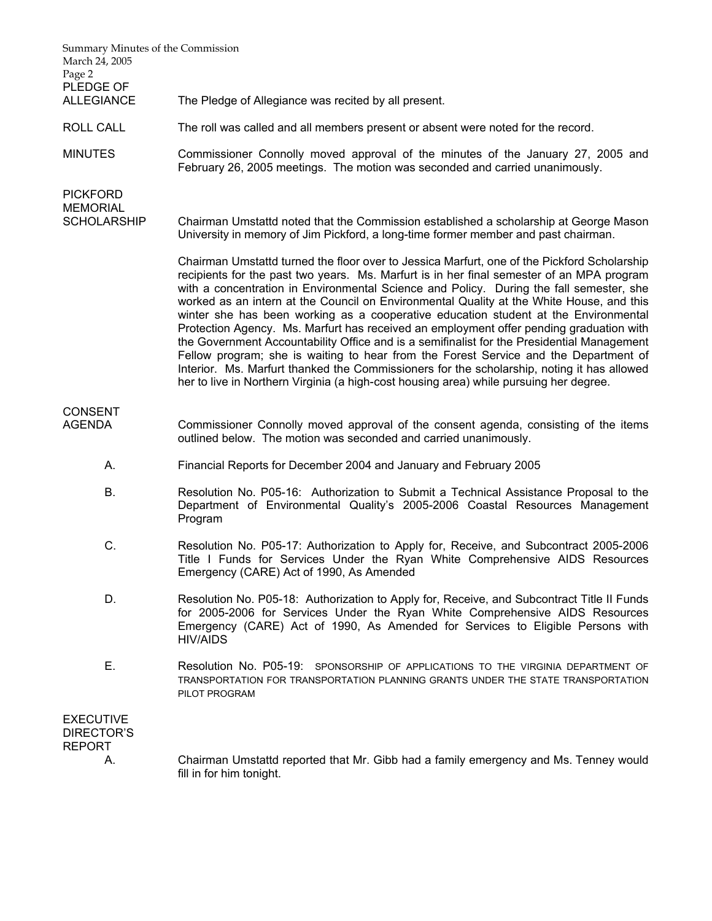**PLEDGE OF ALLEGIANCE**

The Pledge of Allegiance was recited by all present.

**ROLL CALL**

The roll was called and all members present or absent were noted for the record.

**MINUTES**

Commissioner Connolly moved approval of the minutes of the January 27, 2005 and February 26, 2005 meetings. The motion was seconded and carried unanimously.

**PICKFORD MEMORIAL SCHOLARSHIP**

Chairman Umstattd noted that the Commission established a scholarship at George Mason University in memory of Jim Pickford, a long-time former member and past chairman.

Chairman Umstattd turned the floor over to Jessica Marfurt, one of the Pickford Scholarship recipients for the past two years. Ms. Marfurt is in her final semester of an MPA program with a concentration in Environmental Science and Policy. During the fall semester, she worked as an intern at the Council on Environmental Quality at the White House, and this winter she has been working as a cooperative education student at the Environmental Protection Agency. Ms. Marfurt has received an employment offer pending graduation with the Government Accountability Office and is a semifinalist for the Presidential Management Fellow program; she is waiting to hear from the Forest Service and the Department of Interior. Ms. Marfurt thanked the Commissioners for the scholarship, noting it has allowed her to live in Northern Virginia (a high-cost housing area) while pursuing her degree.

**CONSENT AGENDA**

Commissioner Connolly moved approval of the consent agenda, consisting of the items outlined below. The motion was seconded and carried unanimously.

A. Financial Reports for December 2004 and January and February 2005

B. Resolution No. P05-16: Authorization to Submit a Technical Assistance Proposal to the Department of Environmental Quality's 2005-2006 Coastal Resources Management Program

C. Resolution No. P05-17: Authorization to Apply for, Receive, and Subcontract 2005-2006 Title I Funds for Services Under the Ryan White Comprehensive AIDS Resources Emergency (CARE) Act of 1990, As Amended

D. Resolution No. P05-18: Authorization to Apply for, Receive, and Subcontract Title II Funds for 2005-2006 for Services Under the Ryan White Comprehensive AIDS Resources Emergency (CARE) Act of 1990, As Amended for Services to Eligible Persons with HIV/AIDS

E. Resolution No. P05-19: SPONSORSHIP OF APPLICATIONS TO THE VIRGINIA DEPARTMENT OF TRANSPORTATION FOR TRANSPORTATION PLANNING GRANTS UNDER THE STATE TRANSPORTATION PILOT PROGRAM

**EXECUTIVE DIRECTOR'S REPORT**

A. Chairman Umstattd reported that Mr. Gibb had a family emergency and Ms. Tenney would fill in for him tonight.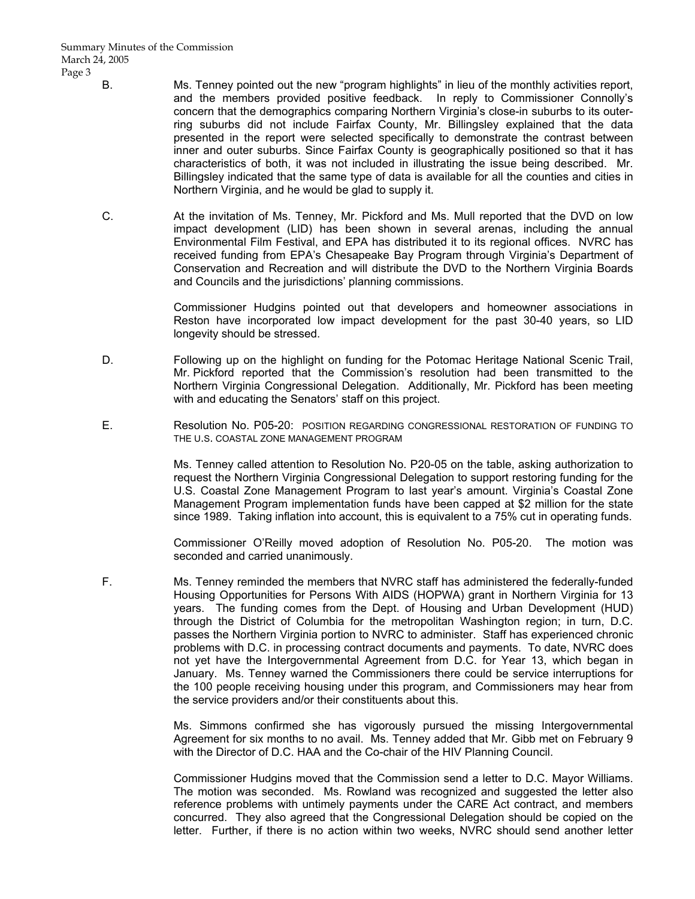B. Ms. Tenney pointed out the new "program highlights" in lieu of the monthly activities report, and the members provided positive feedback. In reply to Commissioner Connolly's concern that the demographics comparing Northern Virginia's close-in suburbs to its outer-ring suburbs did not include Fairfax County, Mr. Billingsley explained that the data presented in the report were selected specifically to demonstrate the contrast between inner and outer suburbs. Since Fairfax County is geographically positioned so that it has characteristics of both, it was not included in illustrating the issue being described. Mr. Billingsley indicated that the same type of data is available for all the counties and cities in Northern Virginia, and he would be glad to supply it.

C. At the invitation of Ms. Tenney, Mr. Pickford and Ms. Mull reported that the DVD on low impact development (LID) has been shown in several arenas, including the annual Environmental Film Festival, and EPA has distributed it to its regional offices. NVRC has received funding from EPA's Chesapeake Bay Program through Virginia's Department of Conservation and Recreation and will distribute the DVD to the Northern Virginia Boards and Councils and the jurisdictions' planning commissions.

Commissioner Hudgins pointed out that developers and homeowner associations in Reston have incorporated low impact development for the past 30-40 years, so LID longevity should be stressed.

D. Following up on the highlight on funding for the Potomac Heritage National Scenic Trail, Mr. Pickford reported that the Commission's resolution had been transmitted to the Northern Virginia Congressional Delegation. Additionally, Mr. Pickford has been meeting with and educating the Senators' staff on this project.

E. Resolution No. P05-20: POSITION REGARDING CONGRESSIONAL RESTORATION OF FUNDING TO THE U.S. COASTAL ZONE MANAGEMENT PROGRAM

Ms. Tenney called attention to Resolution No. P20-05 on the table, asking authorization to request the Northern Virginia Congressional Delegation to support restoring funding for the U.S. Coastal Zone Management Program to last year's amount. Virginia's Coastal Zone Management Program implementation funds have been capped at $2 million for the state since 1989. Taking inflation into account, this is equivalent to a 75% cut in operating funds.

Commissioner O'Reilly moved adoption of Resolution No. P05-20. The motion was seconded and carried unanimously.

F. Ms. Tenney reminded the members that NVRC staff has administered the federally-funded Housing Opportunities for Persons With AIDS (HOPWA) grant in Northern Virginia for 13 years. The funding comes from the Dept. of Housing and Urban Development (HUD) through the District of Columbia for the metropolitan Washington region; in turn, D.C. passes the Northern Virginia portion to NVRC to administer. Staff has experienced chronic problems with D.C. in processing contract documents and payments. To date, NVRC does not yet have the Intergovernmental Agreement from D.C. for Year 13, which began in January. Ms. Tenney warned the Commissioners there could be service interruptions for the 100 people receiving housing under this program, and Commissioners may hear from the service providers and/or their constituents about this.

Ms. Simmons confirmed she has vigorously pursued the missing Intergovernmental Agreement for six months to no avail. Ms. Tenney added that Mr. Gibb met on February 9 with the Director of D.C. HAA and the Co-chair of the HIV Planning Council.

Commissioner Hudgins moved that the Commission send a letter to D.C. Mayor Williams. The motion was seconded. Ms. Rowland was recognized and suggested the letter also reference problems with untimely payments under the CARE Act contract, and members concurred. They also agreed that the Congressional Delegation should be copied on the letter. Further, if there is no action within two weeks, NVRC should send another letter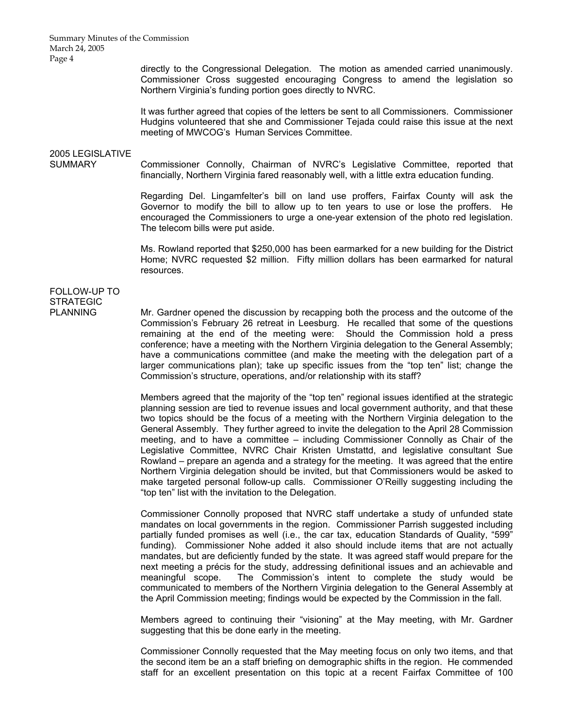directly to the Congressional Delegation. The motion as amended carried unanimously. Commissioner Cross suggested encouraging Congress to amend the legislation so Northern Virginia's funding portion goes directly to NVRC.

It was further agreed that copies of the letters be sent to all Commissioners. Commissioner Hudgins volunteered that she and Commissioner Tejada could raise this issue at the next meeting of MWCOG's Human Services Committee.

## 2005 LEGISLATIVE SUMMARY

Commissioner Connolly, Chairman of NVRC's Legislative Committee, reported that financially, Northern Virginia fared reasonably well, with a little extra education funding.

Regarding Del. Lingamfelter's bill on land use proffers, Fairfax County will ask the Governor to modify the bill to allow up to ten years to use or lose the proffers. He encouraged the Commissioners to urge a one-year extension of the photo red legislation. The telecom bills were put aside.

Ms. Rowland reported that $250,000 has been earmarked for a new building for the District Home; NVRC requested $2 million. Fifty million dollars has been earmarked for natural resources.

## FOLLOW-UP TO STRATEGIC PLANNING

Mr. Gardner opened the discussion by recapping both the process and the outcome of the Commission's February 26 retreat in Leesburg. He recalled that some of the questions remaining at the end of the meeting were: Should the Commission hold a press conference; have a meeting with the Northern Virginia delegation to the General Assembly; have a communications committee (and make the meeting with the delegation part of a larger communications plan); take up specific issues from the "top ten" list; change the Commission's structure, operations, and/or relationship with its staff?

Members agreed that the majority of the "top ten" regional issues identified at the strategic planning session are tied to revenue issues and local government authority, and that these two topics should be the focus of a meeting with the Northern Virginia delegation to the General Assembly. They further agreed to invite the delegation to the April 28 Commission meeting, and to have a committee – including Commissioner Connolly as Chair of the Legislative Committee, NVRC Chair Kristen Umstattd, and legislative consultant Sue Rowland – prepare an agenda and a strategy for the meeting. It was agreed that the entire Northern Virginia delegation should be invited, but that Commissioners would be asked to make targeted personal follow-up calls. Commissioner O'Reilly suggesting including the "top ten" list with the invitation to the Delegation.

Commissioner Connolly proposed that NVRC staff undertake a study of unfunded state mandates on local governments in the region. Commissioner Parrish suggested including partially funded promises as well (i.e., the car tax, education Standards of Quality, "599" funding). Commissioner Nohe added it also should include items that are not actually mandates, but are deficiently funded by the state. It was agreed staff would prepare for the next meeting a précis for the study, addressing definitional issues and an achievable and meaningful scope. The Commission's intent to complete the study would be communicated to members of the Northern Virginia delegation to the General Assembly at the April Commission meeting; findings would be expected by the Commission in the fall.

Members agreed to continuing their "visioning" at the May meeting, with Mr. Gardner suggesting that this be done early in the meeting.

Commissioner Connolly requested that the May meeting focus on only two items, and that the second item be an a staff briefing on demographic shifts in the region. He commended staff for an excellent presentation on this topic at a recent Fairfax Committee of 100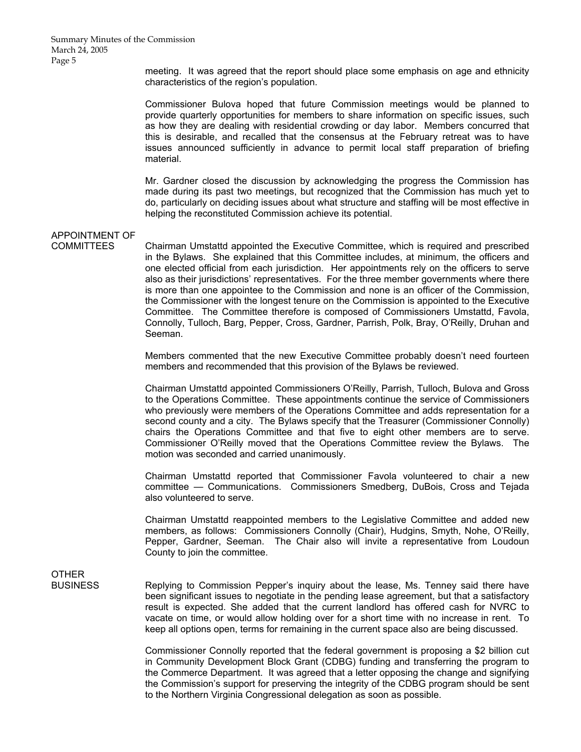meeting. It was agreed that the report should place some emphasis on age and ethnicity characteristics of the region's population.

Commissioner Bulova hoped that future Commission meetings would be planned to provide quarterly opportunities for members to share information on specific issues, such as how they are dealing with residential crowding or day labor. Members concurred that this is desirable, and recalled that the consensus at the February retreat was to have issues announced sufficiently in advance to permit local staff preparation of briefing material.

Mr. Gardner closed the discussion by acknowledging the progress the Commission has made during its past two meetings, but recognized that the Commission has much yet to do, particularly on deciding issues about what structure and staffing will be most effective in helping the reconstituted Commission achieve its potential.

## APPOINTMENT OF COMMITTEES

Chairman Umstattd appointed the Executive Committee, which is required and prescribed in the Bylaws. She explained that this Committee includes, at minimum, the officers and one elected official from each jurisdiction. Her appointments rely on the officers to serve also as their jurisdictions' representatives. For the three member governments where there is more than one appointee to the Commission and none is an officer of the Commission, the Commissioner with the longest tenure on the Commission is appointed to the Executive Committee. The Committee therefore is composed of Commissioners Umstattd, Favola, Connolly, Tulloch, Barg, Pepper, Cross, Gardner, Parrish, Polk, Bray, O'Reilly, Druhan and Seeman.

Members commented that the new Executive Committee probably doesn't need fourteen members and recommended that this provision of the Bylaws be reviewed.

Chairman Umstattd appointed Commissioners O'Reilly, Parrish, Tulloch, Bulova and Gross to the Operations Committee. These appointments continue the service of Commissioners who previously were members of the Operations Committee and adds representation for a second county and a city. The Bylaws specify that the Treasurer (Commissioner Connolly) chairs the Operations Committee and that five to eight other members are to serve. Commissioner O'Reilly moved that the Operations Committee review the Bylaws. The motion was seconded and carried unanimously.

Chairman Umstattd reported that Commissioner Favola volunteered to chair a new committee — Communications. Commissioners Smedberg, DuBois, Cross and Tejada also volunteered to serve.

Chairman Umstattd reappointed members to the Legislative Committee and added new members, as follows: Commissioners Connolly (Chair), Hudgins, Smyth, Nohe, O'Reilly, Pepper, Gardner, Seeman. The Chair also will invite a representative from Loudoun County to join the committee.

## OTHER BUSINESS

Replying to Commission Pepper's inquiry about the lease, Ms. Tenney said there have been significant issues to negotiate in the pending lease agreement, but that a satisfactory result is expected. She added that the current landlord has offered cash for NVRC to vacate on time, or would allow holding over for a short time with no increase in rent. To keep all options open, terms for remaining in the current space also are being discussed.

Commissioner Connolly reported that the federal government is proposing a $2 billion cut in Community Development Block Grant (CDBG) funding and transferring the program to the Commerce Department. It was agreed that a letter opposing the change and signifying the Commission's support for preserving the integrity of the CDBG program should be sent to the Northern Virginia Congressional delegation as soon as possible.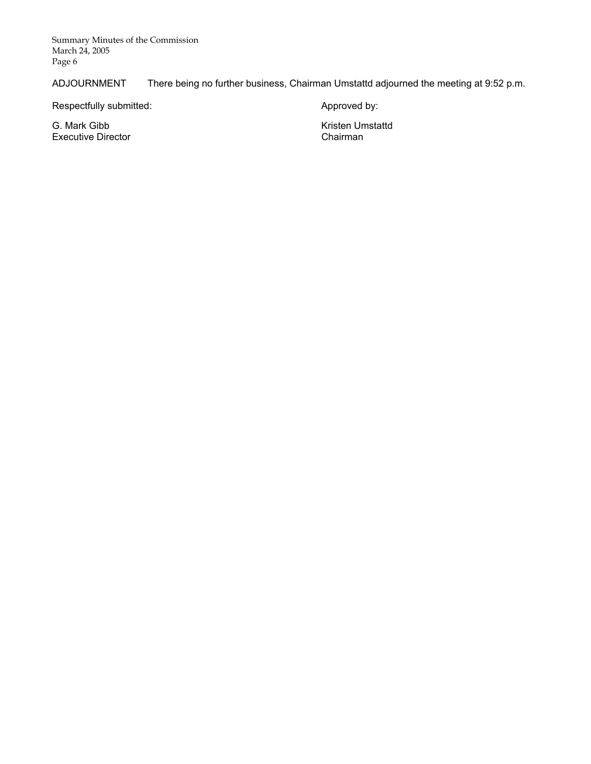ADJOURNMENT There being no further business, Chairman Umstattd adjourned the meeting at 9:52 p.m.

| | |
|---|---|
| Respectfully submitted: | Approved by: |
| G. Mark Gibb<br>Executive Director | Kristen Umstattd<br>Chairman |